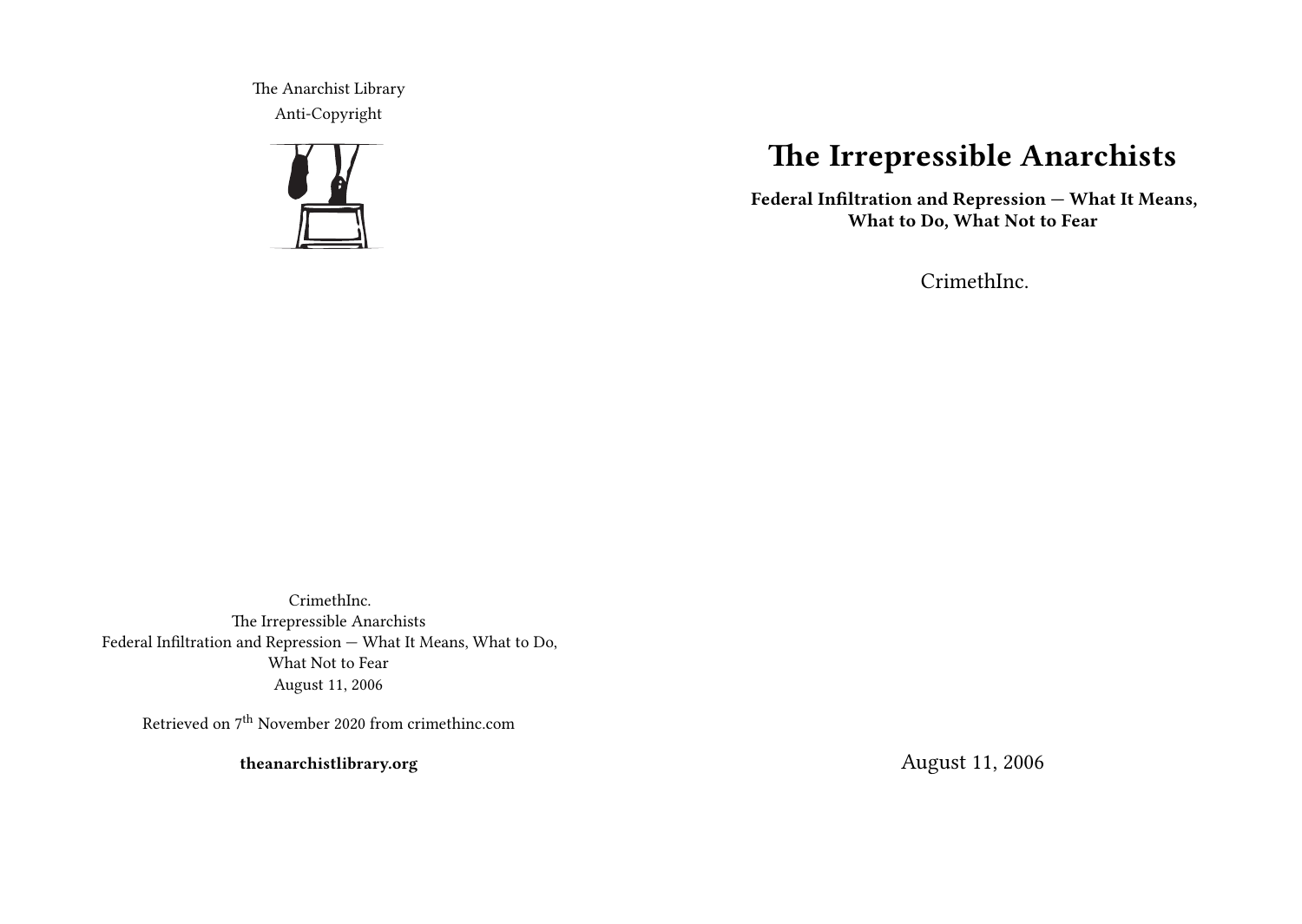The Anarchist Library
Anti-Copyright

# The Irrepressible Anarchists

**Federal Infiltration and Repression — What It Means, What to Do, What Not to Fear**

CrimethInc.

August 11, 2006

CrimethInc.
The Irrepressible Anarchists
Federal Infiltration and Repression — What It Means, What to Do, What Not to Fear
August 11, 2006

Retrieved on 7th November 2020 from crimethinc.com

**theanarchistlibrary.org**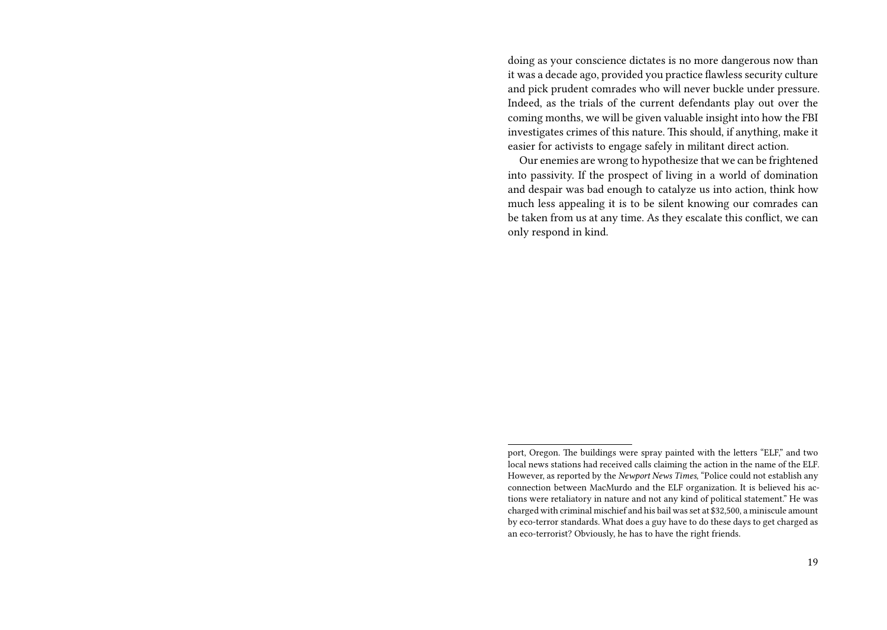doing as your conscience dictates is no more dangerous now than it was a decade ago, provided you practice flawless security culture and pick prudent comrades who will never buckle under pressure. Indeed, as the trials of the current defendants play out over the coming months, we will be given valuable insight into how the FBI investigates crimes of this nature. This should, if anything, make it easier for activists to engage safely in militant direct action.

Our enemies are wrong to hypothesize that we can be frightened into passivity. If the prospect of living in a world of domination and despair was bad enough to catalyze us into action, think how much less appealing it is to be silent knowing our comrades can be taken from us at any time. As they escalate this conflict, we can only respond in kind.

---

port, Oregon. The buildings were spray painted with the letters "ELF," and two local news stations had received calls claiming the action in the name of the ELF. However, as reported by the *Newport News Times*, "Police could not establish any connection between MacMurdo and the ELF organization. It is believed his actions were retaliatory in nature and not any kind of political statement." He was charged with criminal mischief and his bail was set at $32,500, a miniscule amount by eco-terror standards. What does a guy have to do these days to get charged as an eco-terrorist? Obviously, he has to have the right friends.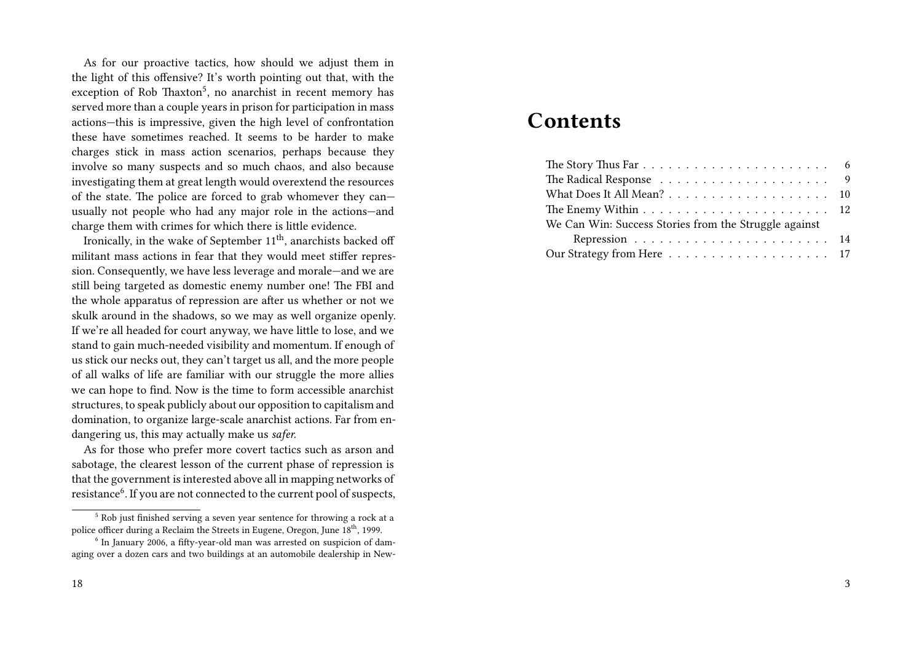As for our proactive tactics, how should we adjust them in the light of this offensive? It's worth pointing out that, with the exception of Rob Thaxton[5], no anarchist in recent memory has served more than a couple years in prison for participation in mass actions—this is impressive, given the high level of confrontation these have sometimes reached. It seems to be harder to make charges stick in mass action scenarios, perhaps because they involve so many suspects and so much chaos, and also because investigating them at great length would overextend the resources of the state. The police are forced to grab whomever they can—usually not people who had any major role in the actions—and charge them with crimes for which there is little evidence.

Ironically, in the wake of September 11th, anarchists backed off militant mass actions in fear that they would meet stiffer repression. Consequently, we have less leverage and morale—and we are still being targeted as domestic enemy number one! The FBI and the whole apparatus of repression are after us whether or not we skulk around in the shadows, so we may as well organize openly. If we're all headed for court anyway, we have little to lose, and we stand to gain much-needed visibility and momentum. If enough of us stick our necks out, they can't target us all, and the more people of all walks of life are familiar with our struggle the more allies we can hope to find. Now is the time to form accessible anarchist structures, to speak publicly about our opposition to capitalism and domination, to organize large-scale anarchist actions. Far from endangering us, this may actually make us *safer.*

As for those who prefer more covert tactics such as arson and sabotage, the clearest lesson of the current phase of repression is that the government is interested above all in mapping networks of resistance[6]. If you are not connected to the current pool of suspects,

[5] Rob just finished serving a seven year sentence for throwing a rock at a police officer during a Reclaim the Streets in Eugene, Oregon, June 18th, 1999.

[6] In January 2006, a fifty-year-old man was arrested on suspicion of damaging over a dozen cars and two buildings at an automobile dealership in New-

# Contents

- The Story Thus Far . . . 6
- The Radical Response . . . 9
- What Does It All Mean? . . . 10
- The Enemy Within . . . 12
- We Can Win: Success Stories from the Struggle against Repression . . . 14
- Our Strategy from Here . . . 17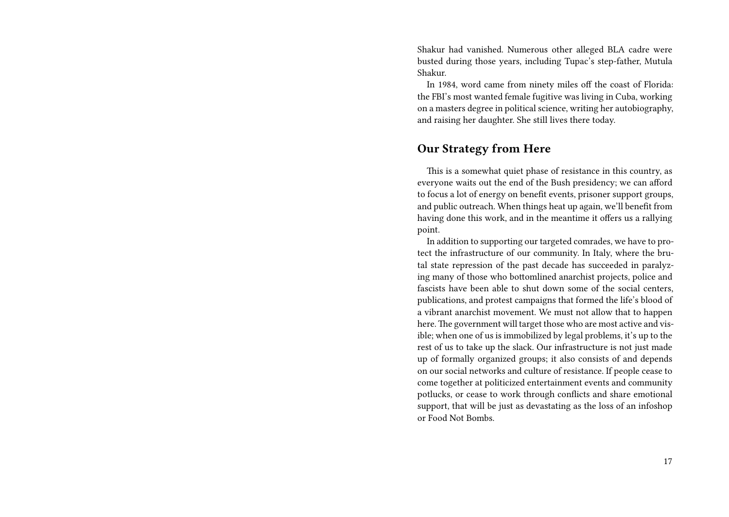Shakur had vanished. Numerous other alleged BLA cadre were busted during those years, including Tupac's step-father, Mutula Shakur.

In 1984, word came from ninety miles off the coast of Florida: the FBI's most wanted female fugitive was living in Cuba, working on a masters degree in political science, writing her autobiography, and raising her daughter. She still lives there today.

## Our Strategy from Here

This is a somewhat quiet phase of resistance in this country, as everyone waits out the end of the Bush presidency; we can afford to focus a lot of energy on benefit events, prisoner support groups, and public outreach. When things heat up again, we'll benefit from having done this work, and in the meantime it offers us a rallying point.

In addition to supporting our targeted comrades, we have to protect the infrastructure of our community. In Italy, where the brutal state repression of the past decade has succeeded in paralyzing many of those who bottomlined anarchist projects, police and fascists have been able to shut down some of the social centers, publications, and protest campaigns that formed the life's blood of a vibrant anarchist movement. We must not allow that to happen here. The government will target those who are most active and visible; when one of us is immobilized by legal problems, it's up to the rest of us to take up the slack. Our infrastructure is not just made up of formally organized groups; it also consists of and depends on our social networks and culture of resistance. If people cease to come together at politicized entertainment events and community potlucks, or cease to work through conflicts and share emotional support, that will be just as devastating as the loss of an infoshop or Food Not Bombs.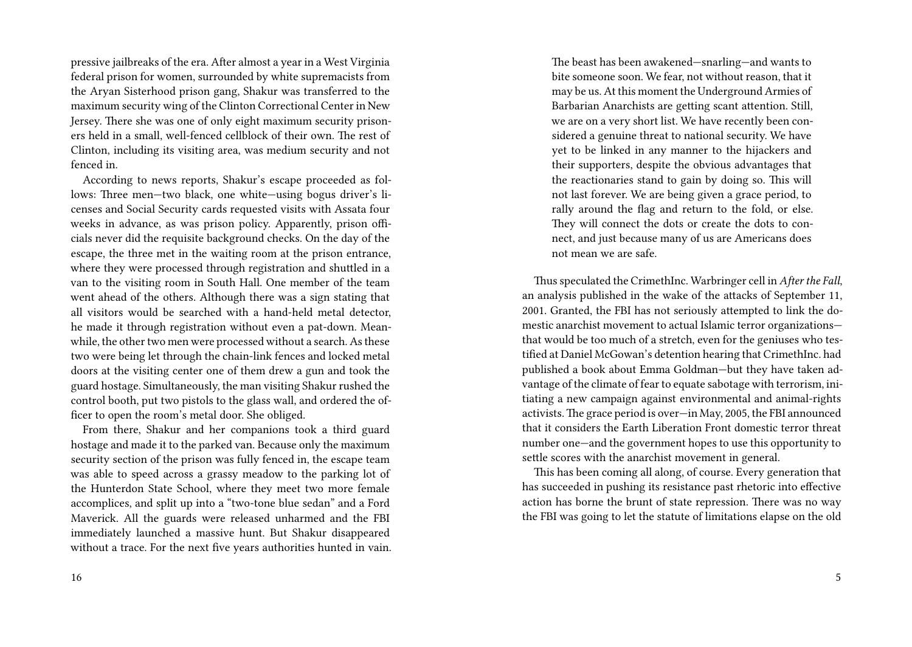pressive jailbreaks of the era. After almost a year in a West Virginia federal prison for women, surrounded by white supremacists from the Aryan Sisterhood prison gang, Shakur was transferred to the maximum security wing of the Clinton Correctional Center in New Jersey. There she was one of only eight maximum security prisoners held in a small, well-fenced cellblock of their own. The rest of Clinton, including its visiting area, was medium security and not fenced in.

According to news reports, Shakur's escape proceeded as follows: Three men—two black, one white—using bogus driver's licenses and Social Security cards requested visits with Assata four weeks in advance, as was prison policy. Apparently, prison officials never did the requisite background checks. On the day of the escape, the three met in the waiting room at the prison entrance, where they were processed through registration and shuttled in a van to the visiting room in South Hall. One member of the team went ahead of the others. Although there was a sign stating that all visitors would be searched with a hand-held metal detector, he made it through registration without even a pat-down. Meanwhile, the other two men were processed without a search. As these two were being let through the chain-link fences and locked metal doors at the visiting center one of them drew a gun and took the guard hostage. Simultaneously, the man visiting Shakur rushed the control booth, put two pistols to the glass wall, and ordered the officer to open the room's metal door. She obliged.

From there, Shakur and her companions took a third guard hostage and made it to the parked van. Because only the maximum security section of the prison was fully fenced in, the escape team was able to speed across a grassy meadow to the parking lot of the Hunterdon State School, where they meet two more female accomplices, and split up into a "two-tone blue sedan" and a Ford Maverick. All the guards were released unharmed and the FBI immediately launched a massive hunt. But Shakur disappeared without a trace. For the next five years authorities hunted in vain.

> The beast has been awakened—snarling—and wants to bite someone soon. We fear, not without reason, that it may be us. At this moment the Underground Armies of Barbarian Anarchists are getting scant attention. Still, we are on a very short list. We have recently been considered a genuine threat to national security. We have yet to be linked in any manner to the hijackers and their supporters, despite the obvious advantages that the reactionaries stand to gain by doing so. This will not last forever. We are being given a grace period, to rally around the flag and return to the fold, or else. They will connect the dots or create the dots to connect, and just because many of us are Americans does not mean we are safe.

Thus speculated the CrimethInc. Warbringer cell in *After the Fall*, an analysis published in the wake of the attacks of September 11, 2001. Granted, the FBI has not seriously attempted to link the domestic anarchist movement to actual Islamic terror organizations—that would be too much of a stretch, even for the geniuses who testified at Daniel McGowan's detention hearing that CrimethInc. had published a book about Emma Goldman—but they have taken advantage of the climate of fear to equate sabotage with terrorism, initiating a new campaign against environmental and animal-rights activists. The grace period is over—in May, 2005, the FBI announced that it considers the Earth Liberation Front domestic terror threat number one—and the government hopes to use this opportunity to settle scores with the anarchist movement in general.

This has been coming all along, of course. Every generation that has succeeded in pushing its resistance past rhetoric into effective action has borne the brunt of state repression. There was no way the FBI was going to let the statute of limitations elapse on the old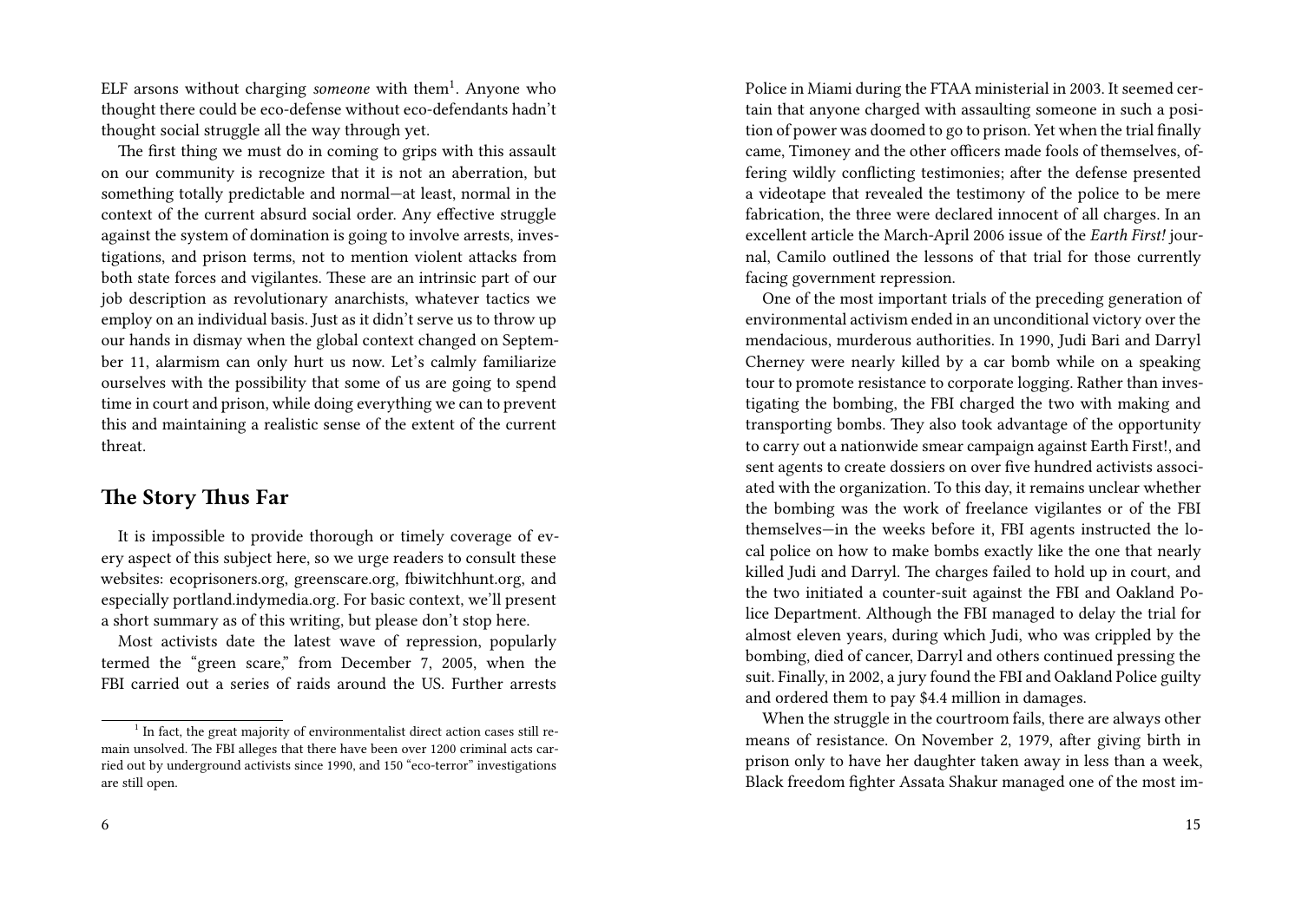ELF arsons without charging *someone* with them[1]. Anyone who thought there could be eco-defense without eco-defendants hadn't thought social struggle all the way through yet.

The first thing we must do in coming to grips with this assault on our community is recognize that it is not an aberration, but something totally predictable and normal—at least, normal in the context of the current absurd social order. Any effective struggle against the system of domination is going to involve arrests, investigations, and prison terms, not to mention violent attacks from both state forces and vigilantes. These are an intrinsic part of our job description as revolutionary anarchists, whatever tactics we employ on an individual basis. Just as it didn't serve us to throw up our hands in dismay when the global context changed on September 11, alarmism can only hurt us now. Let's calmly familiarize ourselves with the possibility that some of us are going to spend time in court and prison, while doing everything we can to prevent this and maintaining a realistic sense of the extent of the current threat.

## The Story Thus Far

It is impossible to provide thorough or timely coverage of every aspect of this subject here, so we urge readers to consult these websites: ecoprisoners.org, greenscare.org, fbiwitchhunt.org, and especially portland.indymedia.org. For basic context, we'll present a short summary as of this writing, but please don't stop here.

Most activists date the latest wave of repression, popularly termed the "green scare," from December 7, 2005, when the FBI carried out a series of raids around the US. Further arrests

[1] In fact, the great majority of environmentalist direct action cases still remain unsolved. The FBI alleges that there have been over 1200 criminal acts carried out by underground activists since 1990, and 150 "eco-terror" investigations are still open.

Police in Miami during the FTAA ministerial in 2003. It seemed certain that anyone charged with assaulting someone in such a position of power was doomed to go to prison. Yet when the trial finally came, Timoney and the other officers made fools of themselves, offering wildly conflicting testimonies; after the defense presented a videotape that revealed the testimony of the police to be mere fabrication, the three were declared innocent of all charges. In an excellent article the March-April 2006 issue of the *Earth First!* journal, Camilo outlined the lessons of that trial for those currently facing government repression.

One of the most important trials of the preceding generation of environmental activism ended in an unconditional victory over the mendacious, murderous authorities. In 1990, Judi Bari and Darryl Cherney were nearly killed by a car bomb while on a speaking tour to promote resistance to corporate logging. Rather than investigating the bombing, the FBI charged the two with making and transporting bombs. They also took advantage of the opportunity to carry out a nationwide smear campaign against Earth First!, and sent agents to create dossiers on over five hundred activists associated with the organization. To this day, it remains unclear whether the bombing was the work of freelance vigilantes or of the FBI themselves—in the weeks before it, FBI agents instructed the local police on how to make bombs exactly like the one that nearly killed Judi and Darryl. The charges failed to hold up in court, and the two initiated a counter-suit against the FBI and Oakland Police Department. Although the FBI managed to delay the trial for almost eleven years, during which Judi, who was crippled by the bombing, died of cancer, Darryl and others continued pressing the suit. Finally, in 2002, a jury found the FBI and Oakland Police guilty and ordered them to pay $4.4 million in damages.

When the struggle in the courtroom fails, there are always other means of resistance. On November 2, 1979, after giving birth in prison only to have her daughter taken away in less than a week, Black freedom fighter Assata Shakur managed one of the most im-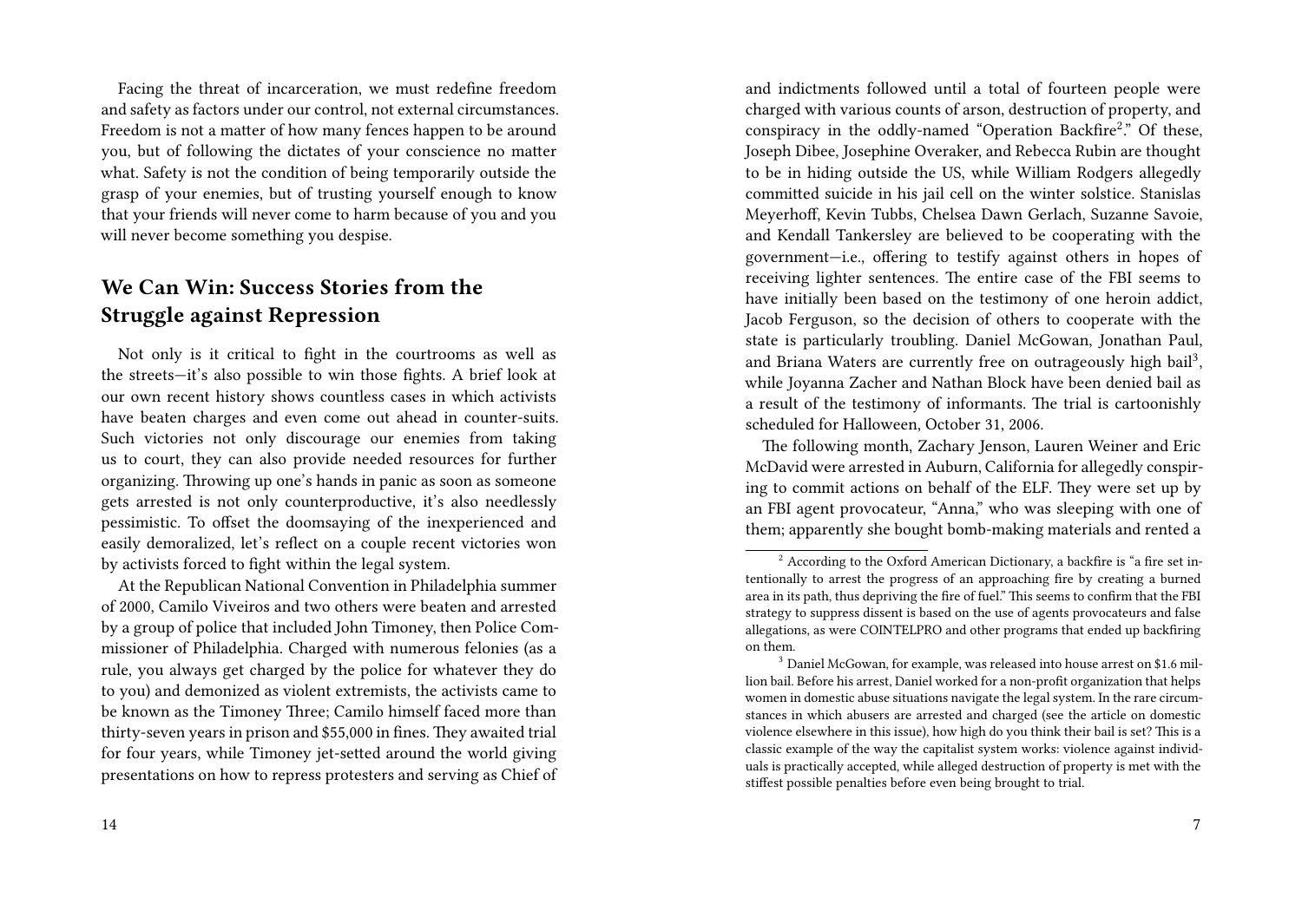Facing the threat of incarceration, we must redefine freedom and safety as factors under our control, not external circumstances. Freedom is not a matter of how many fences happen to be around you, but of following the dictates of your conscience no matter what. Safety is not the condition of being temporarily outside the grasp of your enemies, but of trusting yourself enough to know that your friends will never come to harm because of you and you will never become something you despise.

## We Can Win: Success Stories from the Struggle against Repression

Not only is it critical to fight in the courtrooms as well as the streets—it's also possible to win those fights. A brief look at our own recent history shows countless cases in which activists have beaten charges and even come out ahead in counter-suits. Such victories not only discourage our enemies from taking us to court, they can also provide needed resources for further organizing. Throwing up one's hands in panic as soon as someone gets arrested is not only counterproductive, it's also needlessly pessimistic. To offset the doomsaying of the inexperienced and easily demoralized, let's reflect on a couple recent victories won by activists forced to fight within the legal system.

At the Republican National Convention in Philadelphia summer of 2000, Camilo Viveiros and two others were beaten and arrested by a group of police that included John Timoney, then Police Commissioner of Philadelphia. Charged with numerous felonies (as a rule, you always get charged by the police for whatever they do to you) and demonized as violent extremists, the activists came to be known as the Timoney Three; Camilo himself faced more than thirty-seven years in prison and $55,000 in fines. They awaited trial for four years, while Timoney jet-setted around the world giving presentations on how to repress protesters and serving as Chief of

and indictments followed until a total of fourteen people were charged with various counts of arson, destruction of property, and conspiracy in the oddly-named "Operation Backfire[2]." Of these, Joseph Dibee, Josephine Overaker, and Rebecca Rubin are thought to be in hiding outside the US, while William Rodgers allegedly committed suicide in his jail cell on the winter solstice. Stanislas Meyerhoff, Kevin Tubbs, Chelsea Dawn Gerlach, Suzanne Savoie, and Kendall Tankersley are believed to be cooperating with the government—i.e., offering to testify against others in hopes of receiving lighter sentences. The entire case of the FBI seems to have initially been based on the testimony of one heroin addict, Jacob Ferguson, so the decision of others to cooperate with the state is particularly troubling. Daniel McGowan, Jonathan Paul, and Briana Waters are currently free on outrageously high bail[3], while Joyanna Zacher and Nathan Block have been denied bail as a result of the testimony of informants. The trial is cartoonishly scheduled for Halloween, October 31, 2006.

The following month, Zachary Jenson, Lauren Weiner and Eric McDavid were arrested in Auburn, California for allegedly conspiring to commit actions on behalf of the ELF. They were set up by an FBI agent provocateur, "Anna," who was sleeping with one of them; apparently she bought bomb-making materials and rented a

[2] According to the Oxford American Dictionary, a backfire is "a fire set intentionally to arrest the progress of an approaching fire by creating a burned area in its path, thus depriving the fire of fuel." This seems to confirm that the FBI strategy to suppress dissent is based on the use of agents provocateurs and false allegations, as were COINTELPRO and other programs that ended up backfiring on them.

[3] Daniel McGowan, for example, was released into house arrest on $1.6 million bail. Before his arrest, Daniel worked for a non-profit organization that helps women in domestic abuse situations navigate the legal system. In the rare circumstances in which abusers are arrested and charged (see the article on domestic violence elsewhere in this issue), how high do you think their bail is set? This is a classic example of the way the capitalist system works: violence against individuals is practically accepted, while alleged destruction of property is met with the stiffest possible penalties before even being brought to trial.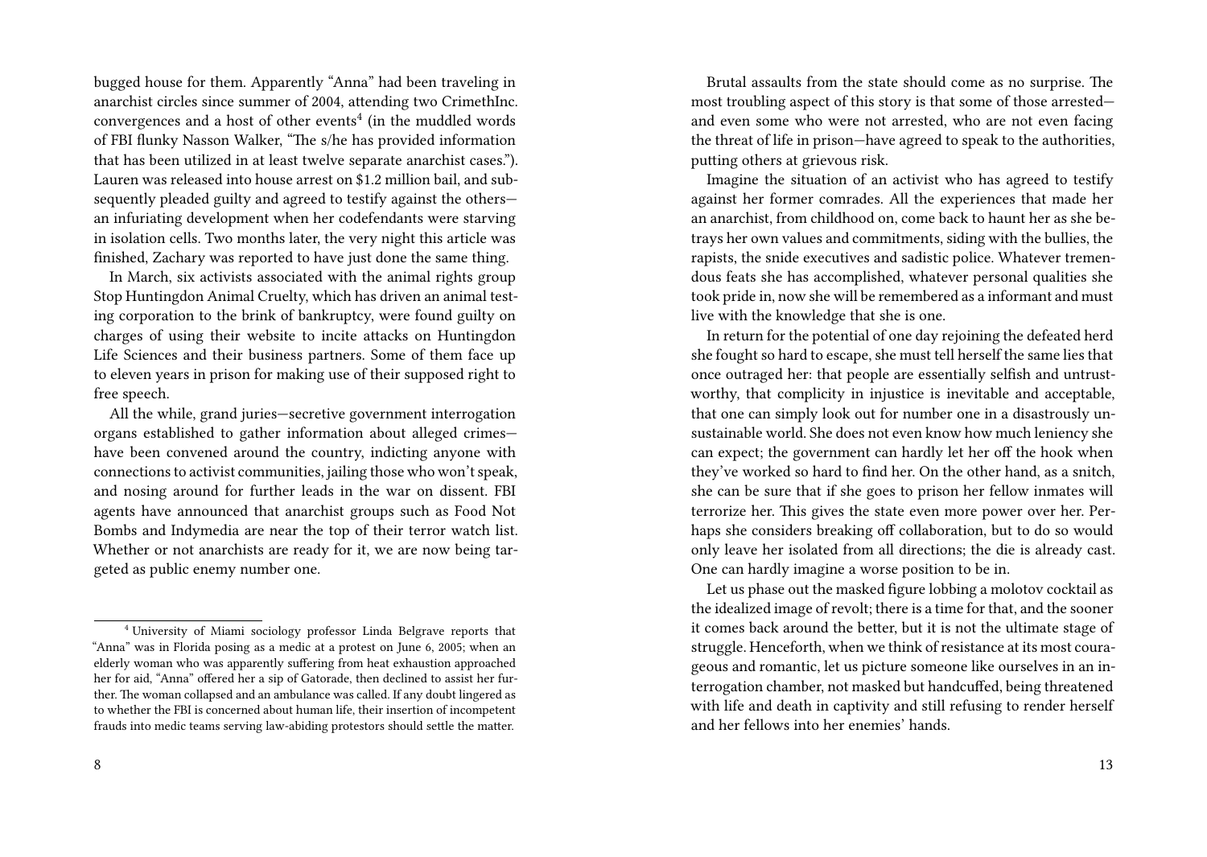bugged house for them. Apparently "Anna" had been traveling in anarchist circles since summer of 2004, attending two CrimethInc. convergences and a host of other events[4] (in the muddled words of FBI flunky Nasson Walker, "The s/he has provided information that has been utilized in at least twelve separate anarchist cases."). Lauren was released into house arrest on $1.2 million bail, and subsequently pleaded guilty and agreed to testify against the others—an infuriating development when her codefendants were starving in isolation cells. Two months later, the very night this article was finished, Zachary was reported to have just done the same thing.

In March, six activists associated with the animal rights group Stop Huntingdon Animal Cruelty, which has driven an animal testing corporation to the brink of bankruptcy, were found guilty on charges of using their website to incite attacks on Huntingdon Life Sciences and their business partners. Some of them face up to eleven years in prison for making use of their supposed right to free speech.

All the while, grand juries—secretive government interrogation organs established to gather information about alleged crimes—have been convened around the country, indicting anyone with connections to activist communities, jailing those who won't speak, and nosing around for further leads in the war on dissent. FBI agents have announced that anarchist groups such as Food Not Bombs and Indymedia are near the top of their terror watch list. Whether or not anarchists are ready for it, we are now being targeted as public enemy number one.

[4] University of Miami sociology professor Linda Belgrave reports that "Anna" was in Florida posing as a medic at a protest on June 6, 2005; when an elderly woman who was apparently suffering from heat exhaustion approached her for aid, "Anna" offered her a sip of Gatorade, then declined to assist her further. The woman collapsed and an ambulance was called. If any doubt lingered as to whether the FBI is concerned about human life, their insertion of incompetent frauds into medic teams serving law-abiding protestors should settle the matter.

Brutal assaults from the state should come as no surprise. The most troubling aspect of this story is that some of those arrested—and even some who were not arrested, who are not even facing the threat of life in prison—have agreed to speak to the authorities, putting others at grievous risk.

Imagine the situation of an activist who has agreed to testify against her former comrades. All the experiences that made her an anarchist, from childhood on, come back to haunt her as she betrays her own values and commitments, siding with the bullies, the rapists, the snide executives and sadistic police. Whatever tremendous feats she has accomplished, whatever personal qualities she took pride in, now she will be remembered as a informant and must live with the knowledge that she is one.

In return for the potential of one day rejoining the defeated herd she fought so hard to escape, she must tell herself the same lies that once outraged her: that people are essentially selfish and untrustworthy, that complicity in injustice is inevitable and acceptable, that one can simply look out for number one in a disastrously unsustainable world. She does not even know how much leniency she can expect; the government can hardly let her off the hook when they've worked so hard to find her. On the other hand, as a snitch, she can be sure that if she goes to prison her fellow inmates will terrorize her. This gives the state even more power over her. Perhaps she considers breaking off collaboration, but to do so would only leave her isolated from all directions; the die is already cast. One can hardly imagine a worse position to be in.

Let us phase out the masked figure lobbing a molotov cocktail as the idealized image of revolt; there is a time for that, and the sooner it comes back around the better, but it is not the ultimate stage of struggle. Henceforth, when we think of resistance at its most courageous and romantic, let us picture someone like ourselves in an interrogation chamber, not masked but handcuffed, being threatened with life and death in captivity and still refusing to render herself and her fellows into her enemies' hands.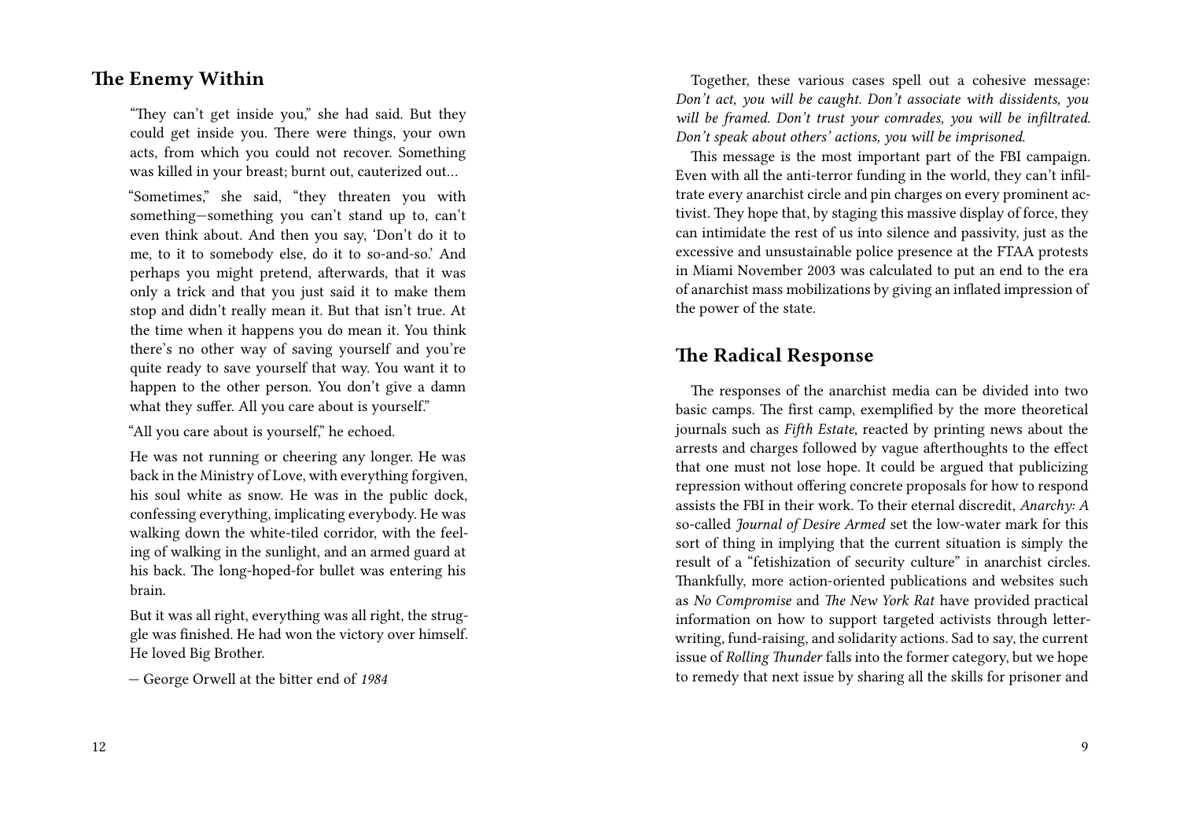## The Enemy Within

> "They can't get inside you," she had said. But they could get inside you. There were things, your own acts, from which you could not recover. Something was killed in your breast; burnt out, cauterized out…
>
> "Sometimes," she said, "they threaten you with something—something you can't stand up to, can't even think about. And then you say, 'Don't do it to me, to it to somebody else, do it to so-and-so.' And perhaps you might pretend, afterwards, that it was only a trick and that you just said it to make them stop and didn't really mean it. But that isn't true. At the time when it happens you do mean it. You think there's no other way of saving yourself and you're quite ready to save yourself that way. You want it to happen to the other person. You don't give a damn what they suffer. All you care about is yourself."
>
> "All you care about is yourself," he echoed.
>
> He was not running or cheering any longer. He was back in the Ministry of Love, with everything forgiven, his soul white as snow. He was in the public dock, confessing everything, implicating everybody. He was walking down the white-tiled corridor, with the feeling of walking in the sunlight, and an armed guard at his back. The long-hoped-for bullet was entering his brain.
>
> But it was all right, everything was all right, the struggle was finished. He had won the victory over himself. He loved Big Brother.
>
> — George Orwell at the bitter end of *1984*

Together, these various cases spell out a cohesive message: *Don't act, you will be caught. Don't associate with dissidents, you will be framed. Don't trust your comrades, you will be infiltrated. Don't speak about others' actions, you will be imprisoned.*

This message is the most important part of the FBI campaign. Even with all the anti-terror funding in the world, they can't infiltrate every anarchist circle and pin charges on every prominent activist. They hope that, by staging this massive display of force, they can intimidate the rest of us into silence and passivity, just as the excessive and unsustainable police presence at the FTAA protests in Miami November 2003 was calculated to put an end to the era of anarchist mass mobilizations by giving an inflated impression of the power of the state.

## The Radical Response

The responses of the anarchist media can be divided into two basic camps. The first camp, exemplified by the more theoretical journals such as *Fifth Estate*, reacted by printing news about the arrests and charges followed by vague afterthoughts to the effect that one must not lose hope. It could be argued that publicizing repression without offering concrete proposals for how to respond assists the FBI in their work. To their eternal discredit, *Anarchy: A* so-called *Journal of Desire Armed* set the low-water mark for this sort of thing in implying that the current situation is simply the result of a "fetishization of security culture" in anarchist circles. Thankfully, more action-oriented publications and websites such as *No Compromise* and *The New York Rat* have provided practical information on how to support targeted activists through letter-writing, fund-raising, and solidarity actions. Sad to say, the current issue of *Rolling Thunder* falls into the former category, but we hope to remedy that next issue by sharing all the skills for prisoner and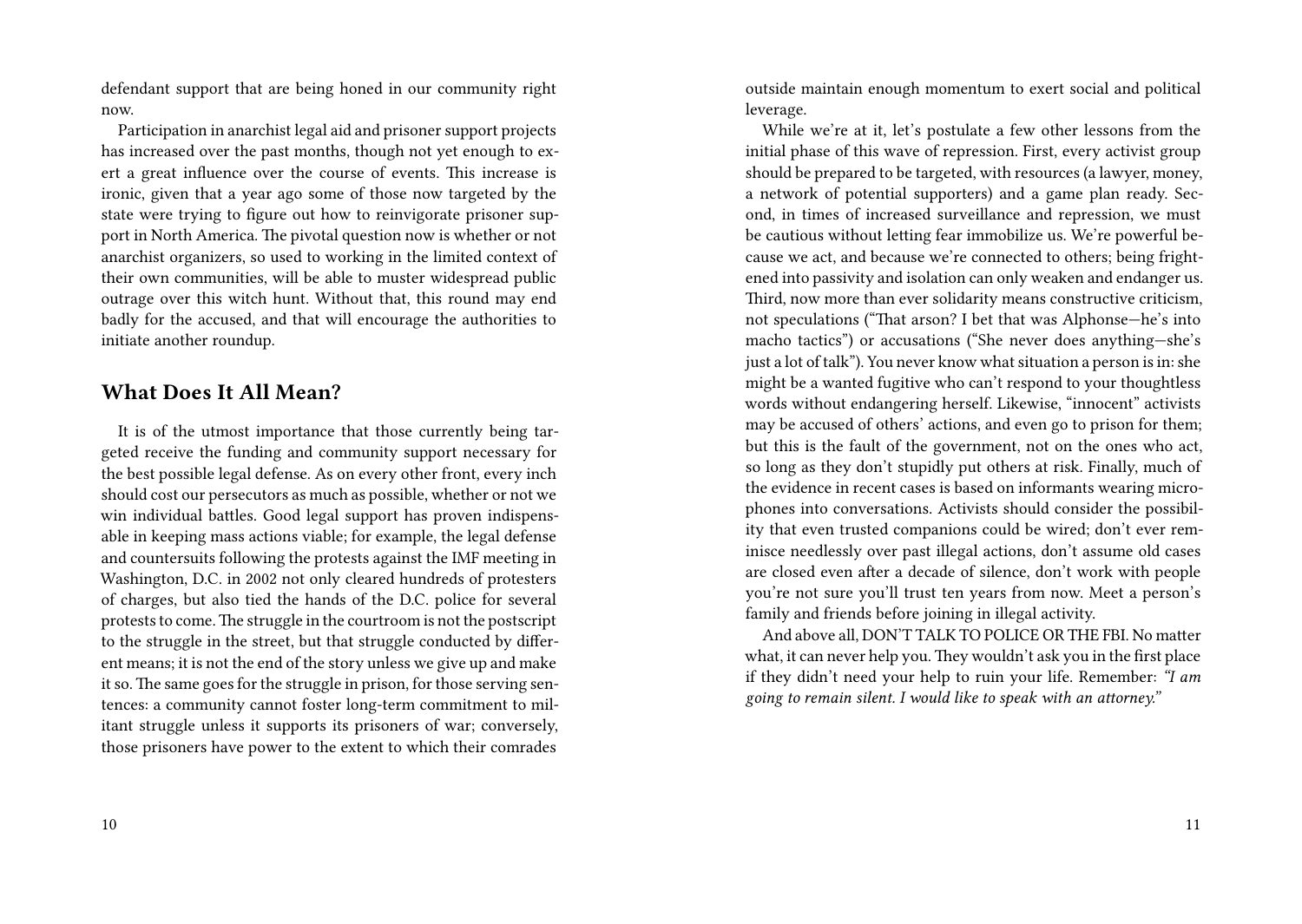defendant support that are being honed in our community right now.

Participation in anarchist legal aid and prisoner support projects has increased over the past months, though not yet enough to exert a great influence over the course of events. This increase is ironic, given that a year ago some of those now targeted by the state were trying to figure out how to reinvigorate prisoner support in North America. The pivotal question now is whether or not anarchist organizers, so used to working in the limited context of their own communities, will be able to muster widespread public outrage over this witch hunt. Without that, this round may end badly for the accused, and that will encourage the authorities to initiate another roundup.

## What Does It All Mean?

It is of the utmost importance that those currently being targeted receive the funding and community support necessary for the best possible legal defense. As on every other front, every inch should cost our persecutors as much as possible, whether or not we win individual battles. Good legal support has proven indispensable in keeping mass actions viable; for example, the legal defense and countersuits following the protests against the IMF meeting in Washington, D.C. in 2002 not only cleared hundreds of protesters of charges, but also tied the hands of the D.C. police for several protests to come. The struggle in the courtroom is not the postscript to the struggle in the street, but that struggle conducted by different means; it is not the end of the story unless we give up and make it so. The same goes for the struggle in prison, for those serving sentences: a community cannot foster long-term commitment to militant struggle unless it supports its prisoners of war; conversely, those prisoners have power to the extent to which their comrades outside maintain enough momentum to exert social and political leverage.

While we're at it, let's postulate a few other lessons from the initial phase of this wave of repression. First, every activist group should be prepared to be targeted, with resources (a lawyer, money, a network of potential supporters) and a game plan ready. Second, in times of increased surveillance and repression, we must be cautious without letting fear immobilize us. We're powerful because we act, and because we're connected to others; being frightened into passivity and isolation can only weaken and endanger us. Third, now more than ever solidarity means constructive criticism, not speculations ("That arson? I bet that was Alphonse—he's into macho tactics") or accusations ("She never does anything—she's just a lot of talk"). You never know what situation a person is in: she might be a wanted fugitive who can't respond to your thoughtless words without endangering herself. Likewise, "innocent" activists may be accused of others' actions, and even go to prison for them; but this is the fault of the government, not on the ones who act, so long as they don't stupidly put others at risk. Finally, much of the evidence in recent cases is based on informants wearing microphones into conversations. Activists should consider the possibility that even trusted companions could be wired; don't ever reminisce needlessly over past illegal actions, don't assume old cases are closed even after a decade of silence, don't work with people you're not sure you'll trust ten years from now. Meet a person's family and friends before joining in illegal activity.

And above all, DON'T TALK TO POLICE OR THE FBI. No matter what, it can never help you. They wouldn't ask you in the first place if they didn't need your help to ruin your life. Remember: *"I am going to remain silent. I would like to speak with an attorney."*